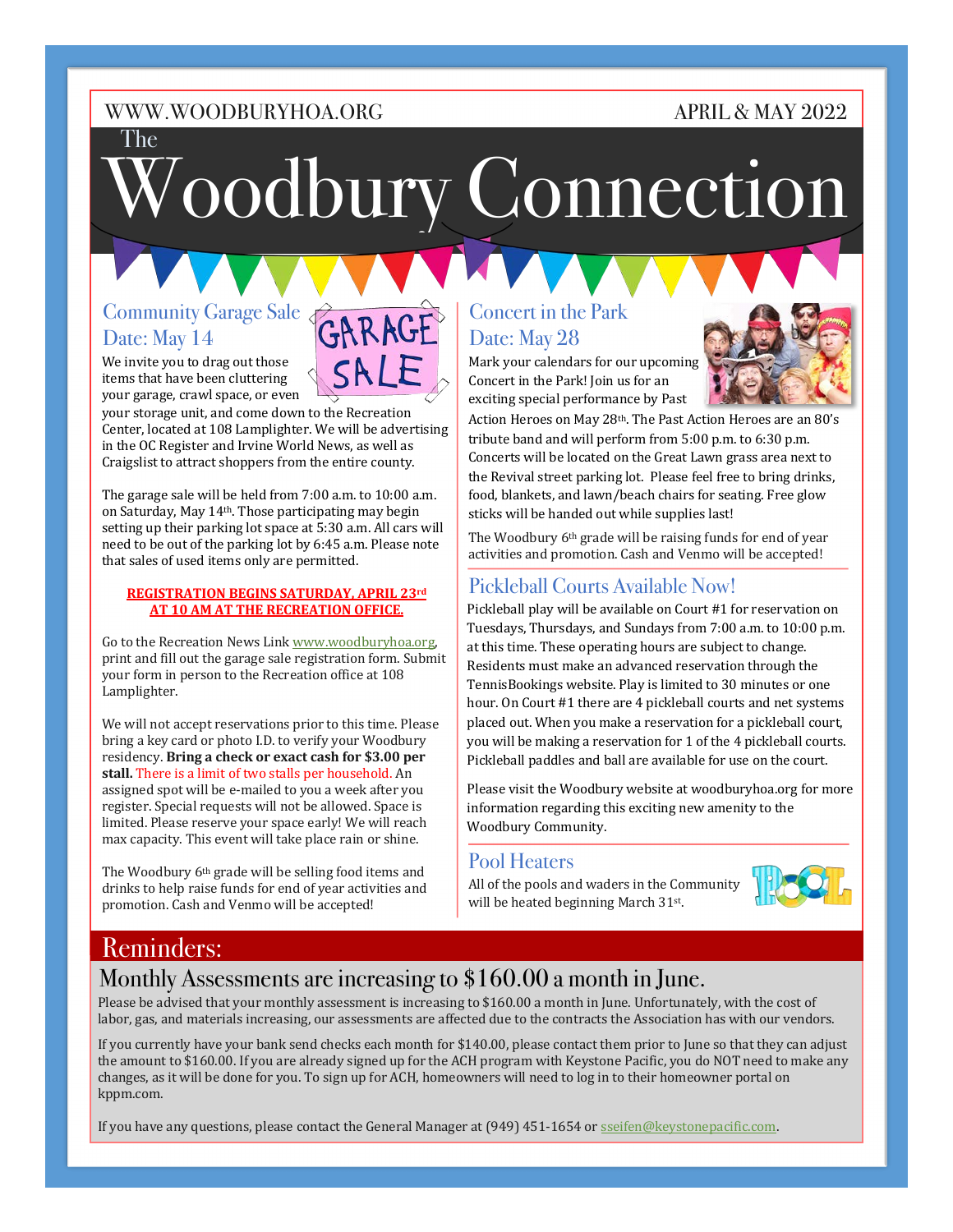WWW.WOODBURYHOA.ORG APRIL & MAY 2022

# The Woodbury Connection

## Community Garage Sale
## Date: May 14

We invite you to drag out those items that have been cluttering your garage, crawl space, or even your storage unit, and come down to the Recreation Center, located at 108 Lamplighter. We will be advertising in the OC Register and Irvine World News, as well as Craigslist to attract shoppers from the entire county.

The garage sale will be held from 7:00 a.m. to 10:00 a.m. on Saturday, May 14th. Those participating may begin setting up their parking lot space at 5:30 a.m. All cars will need to be out of the parking lot by 6:45 a.m. Please note that sales of used items only are permitted.

**REGISTRATION BEGINS SATURDAY, APRIL 23rd AT 10 AM AT THE RECREATION OFFICE.**

Go to the Recreation News Link www.woodburyhoa.org, print and fill out the garage sale registration form. Submit your form in person to the Recreation office at 108 Lamplighter.

We will not accept reservations prior to this time. Please bring a key card or photo I.D. to verify your Woodbury residency. **Bring a check or exact cash for $3.00 per stall.** There is a limit of two stalls per household. An assigned spot will be e-mailed to you a week after you register. Special requests will not be allowed. Space is limited. Please reserve your space early! We will reach max capacity. This event will take place rain or shine.

The Woodbury 6th grade will be selling food items and drinks to help raise funds for end of year activities and promotion. Cash and Venmo will be accepted!

## Concert in the Park
## Date: May 28

Mark your calendars for our upcoming Concert in the Park! Join us for an exciting special performance by Past Action Heroes on May 28th. The Past Action Heroes are an 80's tribute band and will perform from 5:00 p.m. to 6:30 p.m. Concerts will be located on the Great Lawn grass area next to the Revival street parking lot. Please feel free to bring drinks, food, blankets, and lawn/beach chairs for seating. Free glow sticks will be handed out while supplies last!

The Woodbury 6th grade will be raising funds for end of year activities and promotion. Cash and Venmo will be accepted!

## Pickleball Courts Available Now!

Pickleball play will be available on Court #1 for reservation on Tuesdays, Thursdays, and Sundays from 7:00 a.m. to 10:00 p.m. at this time. These operating hours are subject to change. Residents must make an advanced reservation through the TennisBookings website. Play is limited to 30 minutes or one hour. On Court #1 there are 4 pickleball courts and net systems placed out. When you make a reservation for a pickleball court, you will be making a reservation for 1 of the 4 pickleball courts. Pickleball paddles and ball are available for use on the court.

Please visit the Woodbury website at woodburyhoa.org for more information regarding this exciting new amenity to the Woodbury Community.

## Pool Heaters

All of the pools and waders in the Community will be heated beginning March 31st.

## Reminders:

### Monthly Assessments are increasing to $160.00 a month in June.

Please be advised that your monthly assessment is increasing to $160.00 a month in June. Unfortunately, with the cost of labor, gas, and materials increasing, our assessments are affected due to the contracts the Association has with our vendors.

If you currently have your bank send checks each month for $140.00, please contact them prior to June so that they can adjust the amount to $160.00. If you are already signed up for the ACH program with Keystone Pacific, you do NOT need to make any changes, as it will be done for you. To sign up for ACH, homeowners will need to log in to their homeowner portal on kppm.com.

If you have any questions, please contact the General Manager at (949) 451-1654 or sseifen@keystonepacific.com.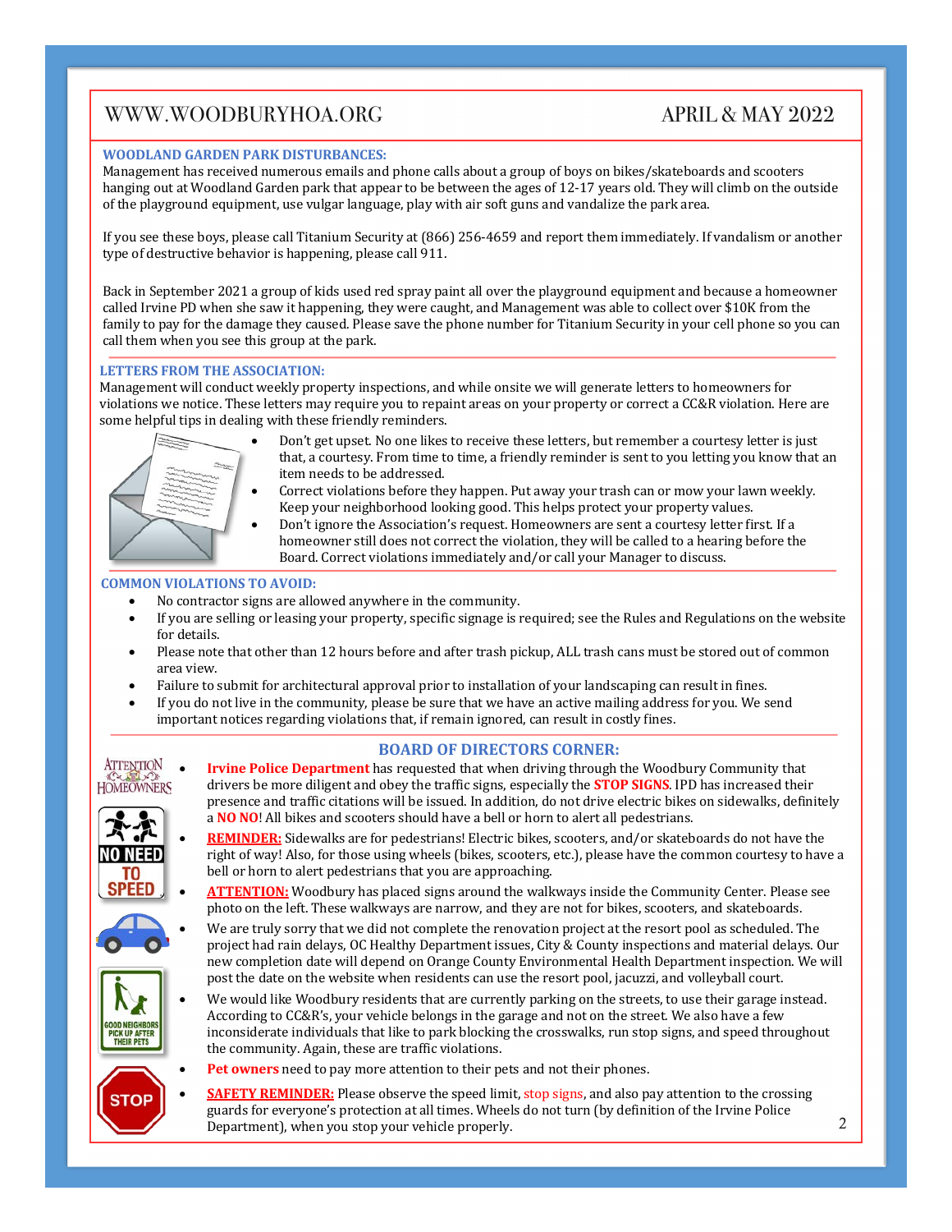## WOODLAND GARDEN PARK DISTURBANCES:

Management has received numerous emails and phone calls about a group of boys on bikes/skateboards and scooters hanging out at Woodland Garden park that appear to be between the ages of 12-17 years old. They will climb on the outside of the playground equipment, use vulgar language, play with air soft guns and vandalize the park area.

If you see these boys, please call Titanium Security at (866) 256-4659 and report them immediately. If vandalism or another type of destructive behavior is happening, please call 911.

Back in September 2021 a group of kids used red spray paint all over the playground equipment and because a homeowner called Irvine PD when she saw it happening, they were caught, and Management was able to collect over $10K from the family to pay for the damage they caused. Please save the phone number for Titanium Security in your cell phone so you can call them when you see this group at the park.

## LETTERS FROM THE ASSOCIATION:

Management will conduct weekly property inspections, and while onsite we will generate letters to homeowners for violations we notice. These letters may require you to repaint areas on your property or correct a CC&R violation. Here are some helpful tips in dealing with these friendly reminders.

- Don't get upset. No one likes to receive these letters, but remember a courtesy letter is just that, a courtesy. From time to time, a friendly reminder is sent to you letting you know that an item needs to be addressed.
- Correct violations before they happen. Put away your trash can or mow your lawn weekly. Keep your neighborhood looking good. This helps protect your property values.
- Don't ignore the Association's request. Homeowners are sent a courtesy letter first. If a homeowner still does not correct the violation, they will be called to a hearing before the Board. Correct violations immediately and/or call your Manager to discuss.

## COMMON VIOLATIONS TO AVOID:

- No contractor signs are allowed anywhere in the community.
- If you are selling or leasing your property, specific signage is required; see the Rules and Regulations on the website for details.
- Please note that other than 12 hours before and after trash pickup, ALL trash cans must be stored out of common area view.
- Failure to submit for architectural approval prior to installation of your landscaping can result in fines.
- If you do not live in the community, please be sure that we have an active mailing address for you. We send important notices regarding violations that, if remain ignored, can result in costly fines.

## BOARD OF DIRECTORS CORNER:

- **Irvine Police Department** has requested that when driving through the Woodbury Community that drivers be more diligent and obey the traffic signs, especially the **STOP SIGNS**. IPD has increased their presence and traffic citations will be issued. In addition, do not drive electric bikes on sidewalks, definitely a **NO NO**! All bikes and scooters should have a bell or horn to alert all pedestrians.
- **REMINDER:** Sidewalks are for pedestrians! Electric bikes, scooters, and/or skateboards do not have the right of way! Also, for those using wheels (bikes, scooters, etc.), please have the common courtesy to have a bell or horn to alert pedestrians that you are approaching.
- **ATTENTION:** Woodbury has placed signs around the walkways inside the Community Center. Please see photo on the left. These walkways are narrow, and they are not for bikes, scooters, and skateboards.
- We are truly sorry that we did not complete the renovation project at the resort pool as scheduled. The project had rain delays, OC Healthy Department issues, City & County inspections and material delays. Our new completion date will depend on Orange County Environmental Health Department inspection. We will post the date on the website when residents can use the resort pool, jacuzzi, and volleyball court.
- We would like Woodbury residents that are currently parking on the streets, to use their garage instead. According to CC&R's, your vehicle belongs in the garage and not on the street. We also have a few inconsiderate individuals that like to park blocking the crosswalks, run stop signs, and speed throughout the community. Again, these are traffic violations.
- **Pet owners** need to pay more attention to their pets and not their phones.
- **SAFETY REMINDER:** Please observe the speed limit, stop signs, and also pay attention to the crossing guards for everyone's protection at all times. Wheels do not turn (by definition of the Irvine Police Department), when you stop your vehicle properly.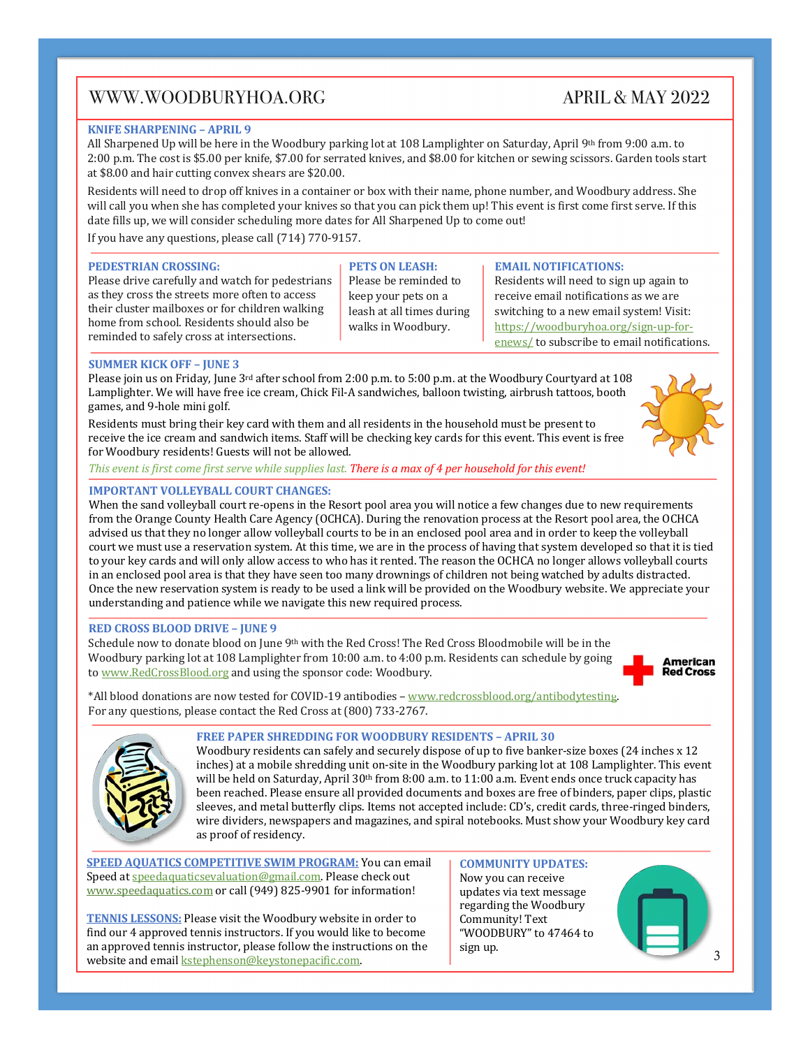### KNIFE SHARPENING – APRIL 9

All Sharpened Up will be here in the Woodbury parking lot at 108 Lamplighter on Saturday, April 9th from 9:00 a.m. to 2:00 p.m. The cost is $5.00 per knife, $7.00 for serrated knives, and $8.00 for kitchen or sewing scissors. Garden tools start at $8.00 and hair cutting convex shears are $20.00.

Residents will need to drop off knives in a container or box with their name, phone number, and Woodbury address. She will call you when she has completed your knives so that you can pick them up! This event is first come first serve. If this date fills up, we will consider scheduling more dates for All Sharpened Up to come out!

If you have any questions, please call (714) 770-9157.

### PEDESTRIAN CROSSING:

Please drive carefully and watch for pedestrians as they cross the streets more often to access their cluster mailboxes or for children walking home from school. Residents should also be reminded to safely cross at intersections.

### PETS ON LEASH:

Please be reminded to keep your pets on a leash at all times during walks in Woodbury.

### EMAIL NOTIFICATIONS:

Residents will need to sign up again to receive email notifications as we are switching to a new email system! Visit: https://woodburyhoa.org/sign-up-for-enews/ to subscribe to email notifications.

### SUMMER KICK OFF – JUNE 3

Please join us on Friday, June 3rd after school from 2:00 p.m. to 5:00 p.m. at the Woodbury Courtyard at 108 Lamplighter. We will have free ice cream, Chick Fil-A sandwiches, balloon twisting, airbrush tattoos, booth games, and 9-hole mini golf.

Residents must bring their key card with them and all residents in the household must be present to receive the ice cream and sandwich items. Staff will be checking key cards for this event. This event is free for Woodbury residents! Guests will not be allowed.

*This event is first come first serve while supplies last. There is a max of 4 per household for this event!*

### IMPORTANT VOLLEYBALL COURT CHANGES:

When the sand volleyball court re-opens in the Resort pool area you will notice a few changes due to new requirements from the Orange County Health Care Agency (OCHCA). During the renovation process at the Resort pool area, the OCHCA advised us that they no longer allow volleyball courts to be in an enclosed pool area and in order to keep the volleyball court we must use a reservation system. At this time, we are in the process of having that system developed so that it is tied to your key cards and will only allow access to who has it rented. The reason the OCHCA no longer allows volleyball courts in an enclosed pool area is that they have seen too many drownings of children not being watched by adults distracted. Once the new reservation system is ready to be used a link will be provided on the Woodbury website. We appreciate your understanding and patience while we navigate this new required process.

### RED CROSS BLOOD DRIVE – JUNE 9

Schedule now to donate blood on June 9th with the Red Cross! The Red Cross Bloodmobile will be in the Woodbury parking lot at 108 Lamplighter from 10:00 a.m. to 4:00 p.m. Residents can schedule by going to www.RedCrossBlood.org and using the sponsor code: Woodbury.

American Red Cross

*All blood donations are now tested for COVID-19 antibodies – www.redcrossblood.org/antibodytesting. For any questions, please contact the Red Cross at (800) 733-2767.

### FREE PAPER SHREDDING FOR WOODBURY RESIDENTS – APRIL 30

Woodbury residents can safely and securely dispose of up to five banker-size boxes (24 inches x 12 inches) at a mobile shredding unit on-site in the Woodbury parking lot at 108 Lamplighter. This event will be held on Saturday, April 30th from 8:00 a.m. to 11:00 a.m. Event ends once truck capacity has been reached. Please ensure all provided documents and boxes are free of binders, paper clips, plastic sleeves, and metal butterfly clips. Items not accepted include: CD's, credit cards, three-ringed binders, wire dividers, newspapers and magazines, and spiral notebooks. Must show your Woodbury key card as proof of residency.

**SPEED AQUATICS COMPETITIVE SWIM PROGRAM:** You can email Speed at speedaquaticsevaluation@gmail.com. Please check out www.speedaquatics.com or call (949) 825-9901 for information!

**TENNIS LESSONS:** Please visit the Woodbury website in order to find our 4 approved tennis instructors. If you would like to become an approved tennis instructor, please follow the instructions on the website and email kstephenson@keystonepacific.com.

### COMMUNITY UPDATES:

Now you can receive updates via text message regarding the Woodbury Community! Text "WOODBURY" to 47464 to sign up.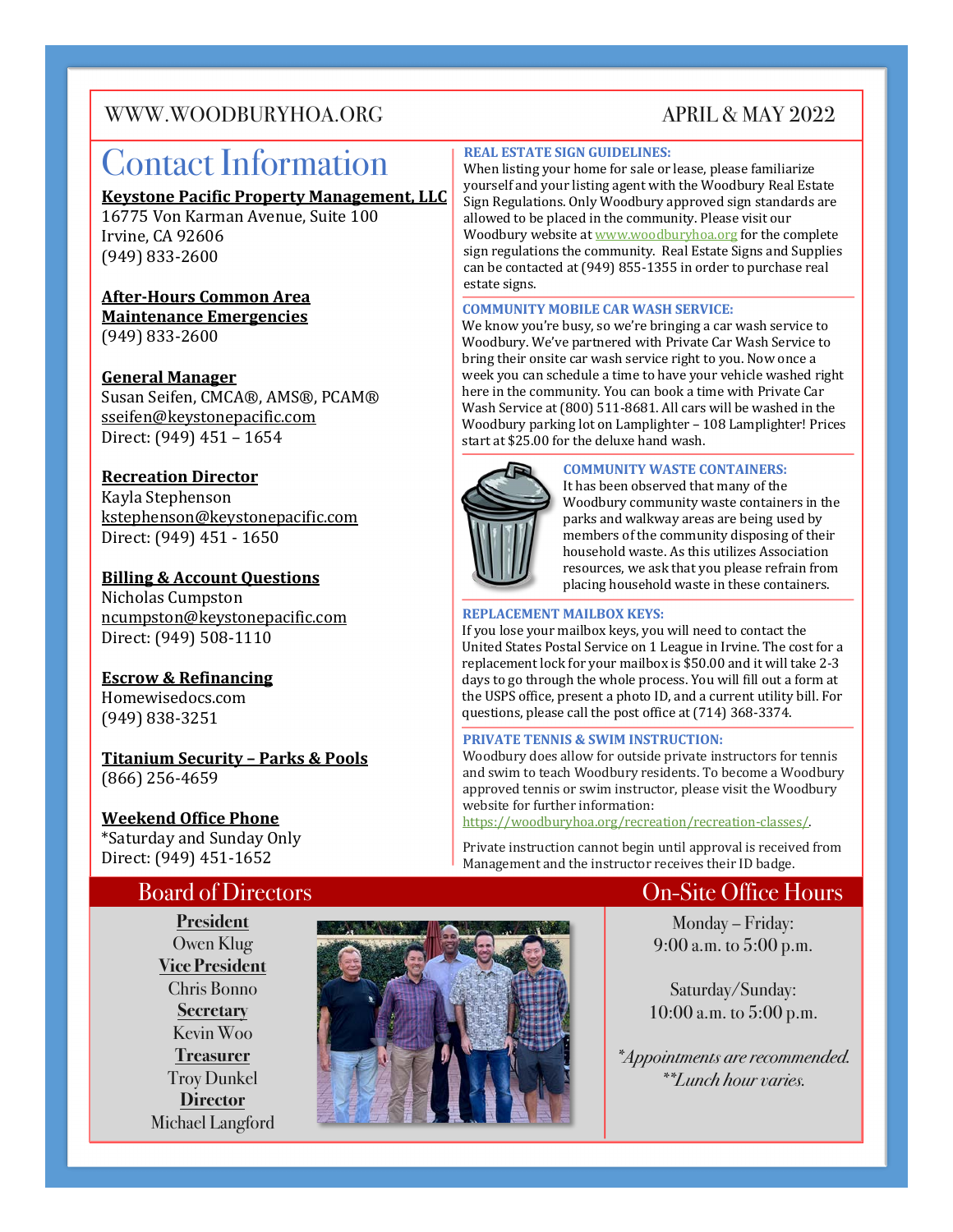# Contact Information

**Keystone Pacific Property Management, LLC**
16775 Von Karman Avenue, Suite 100
Irvine, CA 92606
(949) 833-2600

**After-Hours Common Area Maintenance Emergencies**
(949) 833-2600

**General Manager**
Susan Seifen, CMCA®, AMS®, PCAM®
sseifen@keystonepacific.com
Direct: (949) 451 – 1654

**Recreation Director**
Kayla Stephenson
kstephenson@keystonepacific.com
Direct: (949) 451 - 1650

**Billing & Account Questions**
Nicholas Cumpston
ncumpston@keystonepacific.com
Direct: (949) 508-1110

**Escrow & Refinancing**
Homewisedocs.com
(949) 838-3251

**Titanium Security – Parks & Pools**
(866) 256-4659

**Weekend Office Phone**
*Saturday and Sunday Only
Direct: (949) 451-1652

### REAL ESTATE SIGN GUIDELINES:

When listing your home for sale or lease, please familiarize yourself and your listing agent with the Woodbury Real Estate Sign Regulations. Only Woodbury approved sign standards are allowed to be placed in the community. Please visit our Woodbury website at www.woodburyhoa.org for the complete sign regulations the community. Real Estate Signs and Supplies can be contacted at (949) 855-1355 in order to purchase real estate signs.

### COMMUNITY MOBILE CAR WASH SERVICE:

We know you're busy, so we're bringing a car wash service to Woodbury. We've partnered with Private Car Wash Service to bring their onsite car wash service right to you. Now once a week you can schedule a time to have your vehicle washed right here in the community. You can book a time with Private Car Wash Service at (800) 511-8681. All cars will be washed in the Woodbury parking lot on Lamplighter – 108 Lamplighter! Prices start at $25.00 for the deluxe hand wash.

### COMMUNITY WASTE CONTAINERS:

It has been observed that many of the Woodbury community waste containers in the parks and walkway areas are being used by members of the community disposing of their household waste. As this utilizes Association resources, we ask that you please refrain from placing household waste in these containers.

### REPLACEMENT MAILBOX KEYS:

If you lose your mailbox keys, you will need to contact the United States Postal Service on 1 League in Irvine. The cost for a replacement lock for your mailbox is $50.00 and it will take 2-3 days to go through the whole process. You will fill out a form at the USPS office, present a photo ID, and a current utility bill. For questions, please call the post office at (714) 368-3374.

### PRIVATE TENNIS & SWIM INSTRUCTION:

Woodbury does allow for outside private instructors for tennis and swim to teach Woodbury residents. To become a Woodbury approved tennis or swim instructor, please visit the Woodbury website for further information: https://woodburyhoa.org/recreation/recreation-classes/.

Private instruction cannot begin until approval is received from Management and the instructor receives their ID badge.

## Board of Directors

**President**
Owen Klug
**Vice President**
Chris Bonno
**Secretary**
Kevin Woo
**Treasurer**
Troy Dunkel
**Director**
Michael Langford

## On-Site Office Hours

Monday – Friday:
9:00 a.m. to 5:00 p.m.

Saturday/Sunday:
10:00 a.m. to 5:00 p.m.

*\*Appointments are recommended.*
*\*\*Lunch hour varies.*